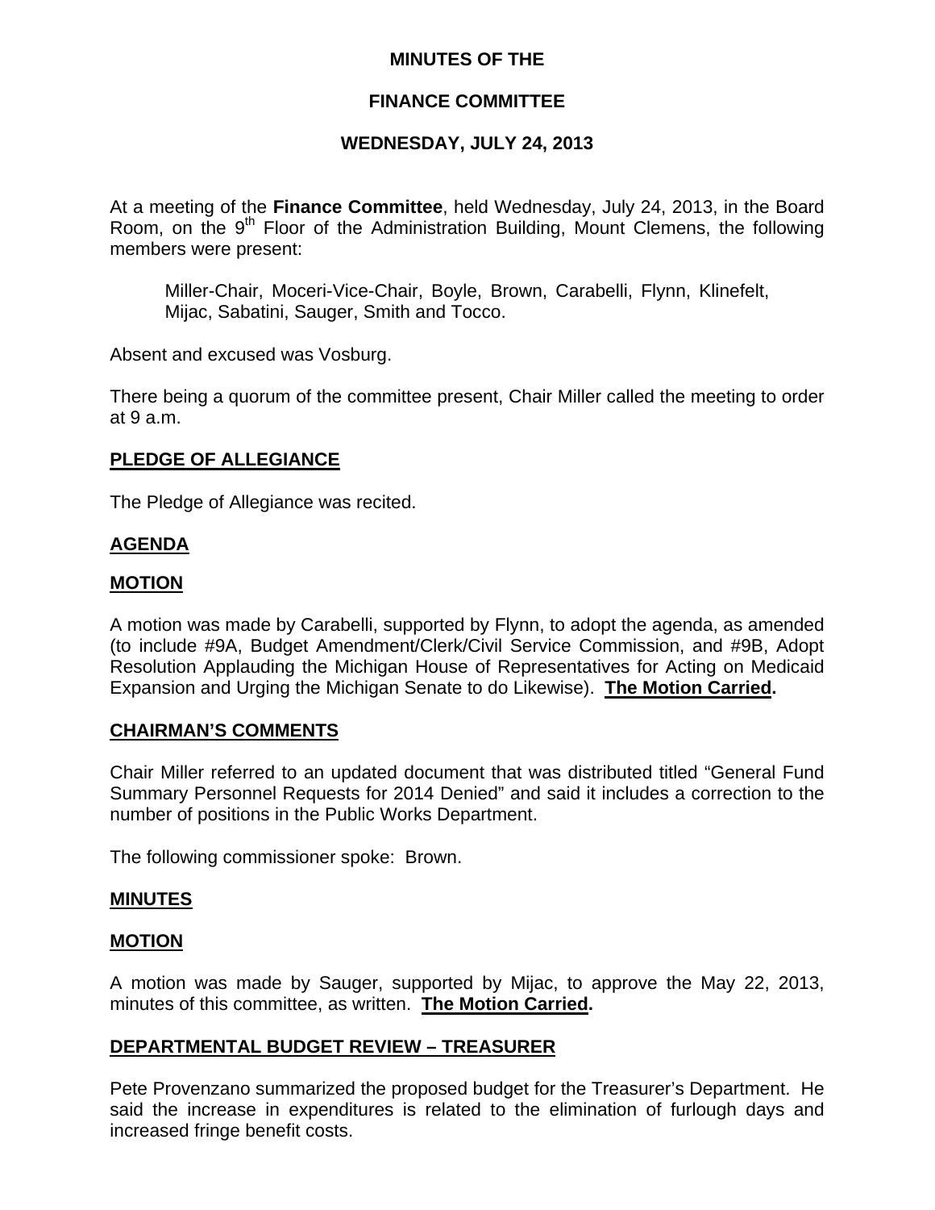# MINUTES OF THE

# FINANCE COMMITTEE

# WEDNESDAY, JULY 24, 2013

At a meeting of the **Finance Committee**, held Wednesday, July 24, 2013, in the Board Room, on the 9th Floor of the Administration Building, Mount Clemens, the following members were present:

> Miller-Chair, Moceri-Vice-Chair, Boyle, Brown, Carabelli, Flynn, Klinefelt, Mijac, Sabatini, Sauger, Smith and Tocco.

Absent and excused was Vosburg.

There being a quorum of the committee present, Chair Miller called the meeting to order at 9 a.m.

## PLEDGE OF ALLEGIANCE

The Pledge of Allegiance was recited.

## AGENDA

## MOTION

A motion was made by Carabelli, supported by Flynn, to adopt the agenda, as amended (to include #9A, Budget Amendment/Clerk/Civil Service Commission, and #9B, Adopt Resolution Applauding the Michigan House of Representatives for Acting on Medicaid Expansion and Urging the Michigan Senate to do Likewise). **The Motion Carried.**

## CHAIRMAN'S COMMENTS

Chair Miller referred to an updated document that was distributed titled "General Fund Summary Personnel Requests for 2014 Denied" and said it includes a correction to the number of positions in the Public Works Department.

The following commissioner spoke: Brown.

## MINUTES

## MOTION

A motion was made by Sauger, supported by Mijac, to approve the May 22, 2013, minutes of this committee, as written. **The Motion Carried.**

## DEPARTMENTAL BUDGET REVIEW – TREASURER

Pete Provenzano summarized the proposed budget for the Treasurer's Department. He said the increase in expenditures is related to the elimination of furlough days and increased fringe benefit costs.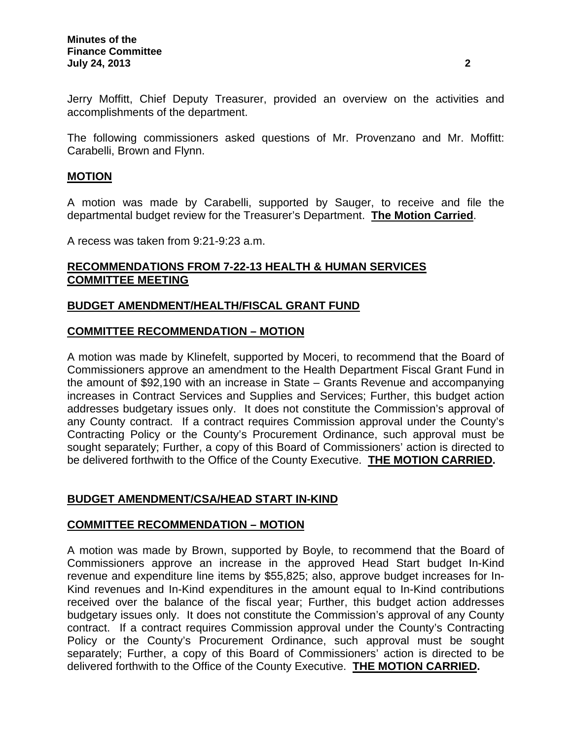Jerry Moffitt, Chief Deputy Treasurer, provided an overview on the activities and accomplishments of the department.

The following commissioners asked questions of Mr. Provenzano and Mr. Moffitt: Carabelli, Brown and Flynn.

## MOTION

A motion was made by Carabelli, supported by Sauger, to receive and file the departmental budget review for the Treasurer's Department. **The Motion Carried**.

A recess was taken from 9:21-9:23 a.m.

## RECOMMENDATIONS FROM 7-22-13 HEALTH & HUMAN SERVICES COMMITTEE MEETING

## BUDGET AMENDMENT/HEALTH/FISCAL GRANT FUND

## COMMITTEE RECOMMENDATION – MOTION

A motion was made by Klinefelt, supported by Moceri, to recommend that the Board of Commissioners approve an amendment to the Health Department Fiscal Grant Fund in the amount of $92,190 with an increase in State – Grants Revenue and accompanying increases in Contract Services and Supplies and Services; Further, this budget action addresses budgetary issues only. It does not constitute the Commission's approval of any County contract. If a contract requires Commission approval under the County's Contracting Policy or the County's Procurement Ordinance, such approval must be sought separately; Further, a copy of this Board of Commissioners' action is directed to be delivered forthwith to the Office of the County Executive. **THE MOTION CARRIED.**

## BUDGET AMENDMENT/CSA/HEAD START IN-KIND

## COMMITTEE RECOMMENDATION – MOTION

A motion was made by Brown, supported by Boyle, to recommend that the Board of Commissioners approve an increase in the approved Head Start budget In-Kind revenue and expenditure line items by $55,825; also, approve budget increases for In-Kind revenues and In-Kind expenditures in the amount equal to In-Kind contributions received over the balance of the fiscal year; Further, this budget action addresses budgetary issues only. It does not constitute the Commission's approval of any County contract. If a contract requires Commission approval under the County's Contracting Policy or the County's Procurement Ordinance, such approval must be sought separately; Further, a copy of this Board of Commissioners' action is directed to be delivered forthwith to the Office of the County Executive. **THE MOTION CARRIED.**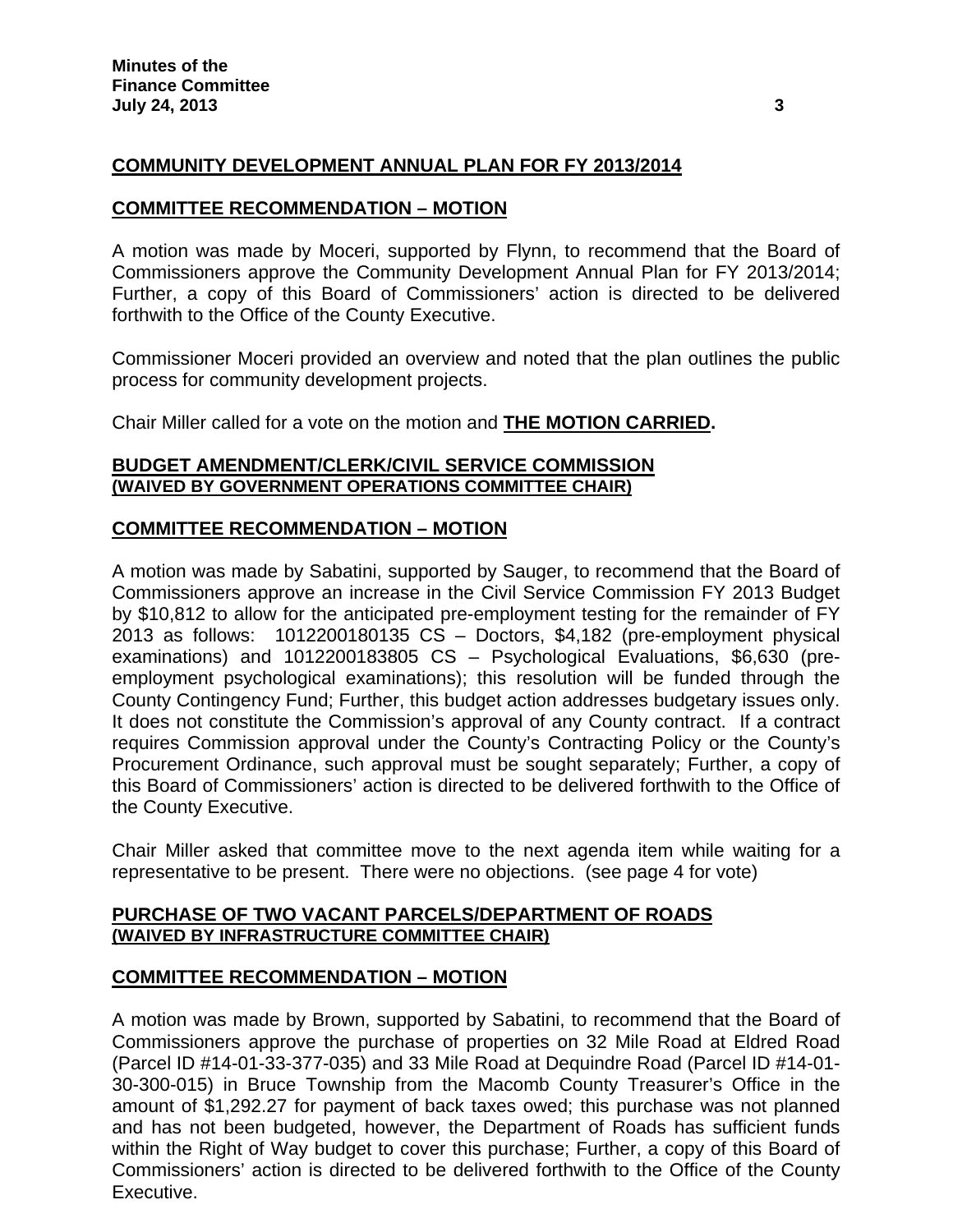## COMMUNITY DEVELOPMENT ANNUAL PLAN FOR FY 2013/2014

### COMMITTEE RECOMMENDATION – MOTION

A motion was made by Moceri, supported by Flynn, to recommend that the Board of Commissioners approve the Community Development Annual Plan for FY 2013/2014; Further, a copy of this Board of Commissioners' action is directed to be delivered forthwith to the Office of the County Executive.

Commissioner Moceri provided an overview and noted that the plan outlines the public process for community development projects.

Chair Miller called for a vote on the motion and **THE MOTION CARRIED.**

## BUDGET AMENDMENT/CLERK/CIVIL SERVICE COMMISSION
**(WAIVED BY GOVERNMENT OPERATIONS COMMITTEE CHAIR)**

### COMMITTEE RECOMMENDATION – MOTION

A motion was made by Sabatini, supported by Sauger, to recommend that the Board of Commissioners approve an increase in the Civil Service Commission FY 2013 Budget by $10,812 to allow for the anticipated pre-employment testing for the remainder of FY 2013 as follows: 1012200180135 CS – Doctors, $4,182 (pre-employment physical examinations) and 1012200183805 CS – Psychological Evaluations, $6,630 (pre-employment psychological examinations); this resolution will be funded through the County Contingency Fund; Further, this budget action addresses budgetary issues only. It does not constitute the Commission's approval of any County contract. If a contract requires Commission approval under the County's Contracting Policy or the County's Procurement Ordinance, such approval must be sought separately; Further, a copy of this Board of Commissioners' action is directed to be delivered forthwith to the Office of the County Executive.

Chair Miller asked that committee move to the next agenda item while waiting for a representative to be present. There were no objections. (see page 4 for vote)

## PURCHASE OF TWO VACANT PARCELS/DEPARTMENT OF ROADS
**(WAIVED BY INFRASTRUCTURE COMMITTEE CHAIR)**

### COMMITTEE RECOMMENDATION – MOTION

A motion was made by Brown, supported by Sabatini, to recommend that the Board of Commissioners approve the purchase of properties on 32 Mile Road at Eldred Road (Parcel ID #14-01-33-377-035) and 33 Mile Road at Dequindre Road (Parcel ID #14-01-30-300-015) in Bruce Township from the Macomb County Treasurer's Office in the amount of $1,292.27 for payment of back taxes owed; this purchase was not planned and has not been budgeted, however, the Department of Roads has sufficient funds within the Right of Way budget to cover this purchase; Further, a copy of this Board of Commissioners' action is directed to be delivered forthwith to the Office of the County Executive.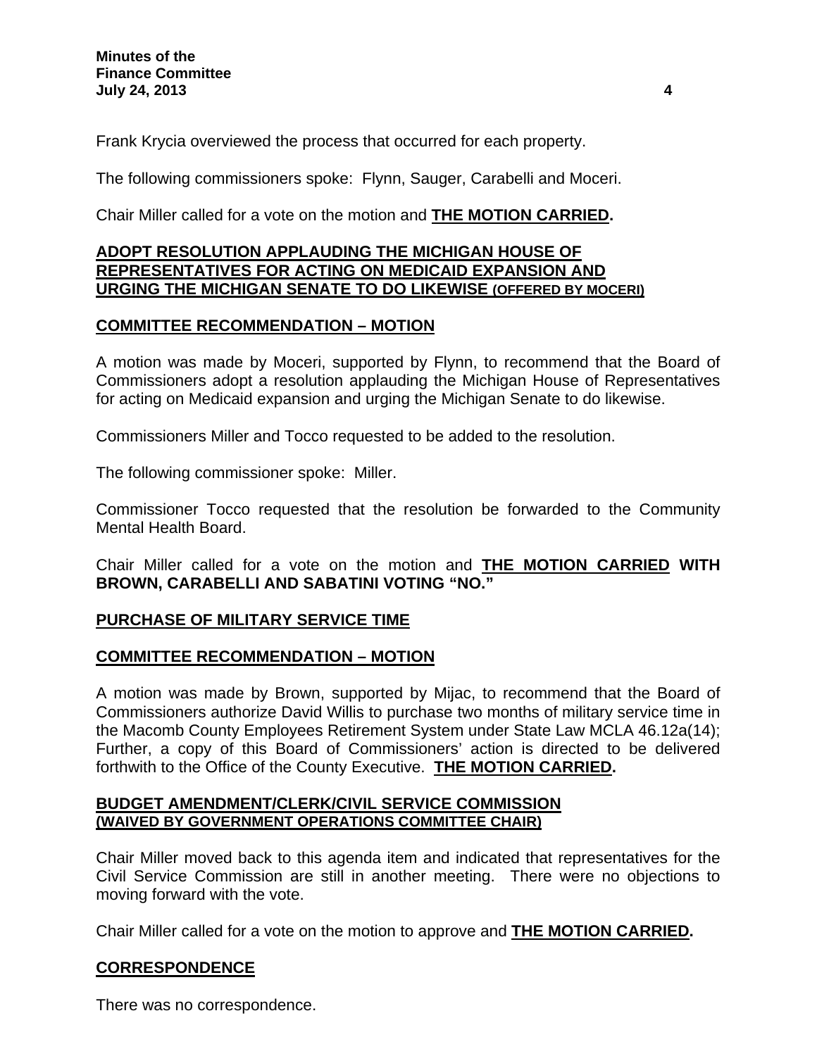Frank Krycia overviewed the process that occurred for each property.

The following commissioners spoke: Flynn, Sauger, Carabelli and Moceri.

Chair Miller called for a vote on the motion and **THE MOTION CARRIED.**

## ADOPT RESOLUTION APPLAUDING THE MICHIGAN HOUSE OF REPRESENTATIVES FOR ACTING ON MEDICAID EXPANSION AND URGING THE MICHIGAN SENATE TO DO LIKEWISE (OFFERED BY MOCERI)

### COMMITTEE RECOMMENDATION – MOTION

A motion was made by Moceri, supported by Flynn, to recommend that the Board of Commissioners adopt a resolution applauding the Michigan House of Representatives for acting on Medicaid expansion and urging the Michigan Senate to do likewise.

Commissioners Miller and Tocco requested to be added to the resolution.

The following commissioner spoke: Miller.

Commissioner Tocco requested that the resolution be forwarded to the Community Mental Health Board.

Chair Miller called for a vote on the motion and **THE MOTION CARRIED WITH BROWN, CARABELLI AND SABATINI VOTING "NO."**

## PURCHASE OF MILITARY SERVICE TIME

### COMMITTEE RECOMMENDATION – MOTION

A motion was made by Brown, supported by Mijac, to recommend that the Board of Commissioners authorize David Willis to purchase two months of military service time in the Macomb County Employees Retirement System under State Law MCLA 46.12a(14); Further, a copy of this Board of Commissioners' action is directed to be delivered forthwith to the Office of the County Executive. **THE MOTION CARRIED.**

## BUDGET AMENDMENT/CLERK/CIVIL SERVICE COMMISSION (WAIVED BY GOVERNMENT OPERATIONS COMMITTEE CHAIR)

Chair Miller moved back to this agenda item and indicated that representatives for the Civil Service Commission are still in another meeting. There were no objections to moving forward with the vote.

Chair Miller called for a vote on the motion to approve and **THE MOTION CARRIED.**

## CORRESPONDENCE

There was no correspondence.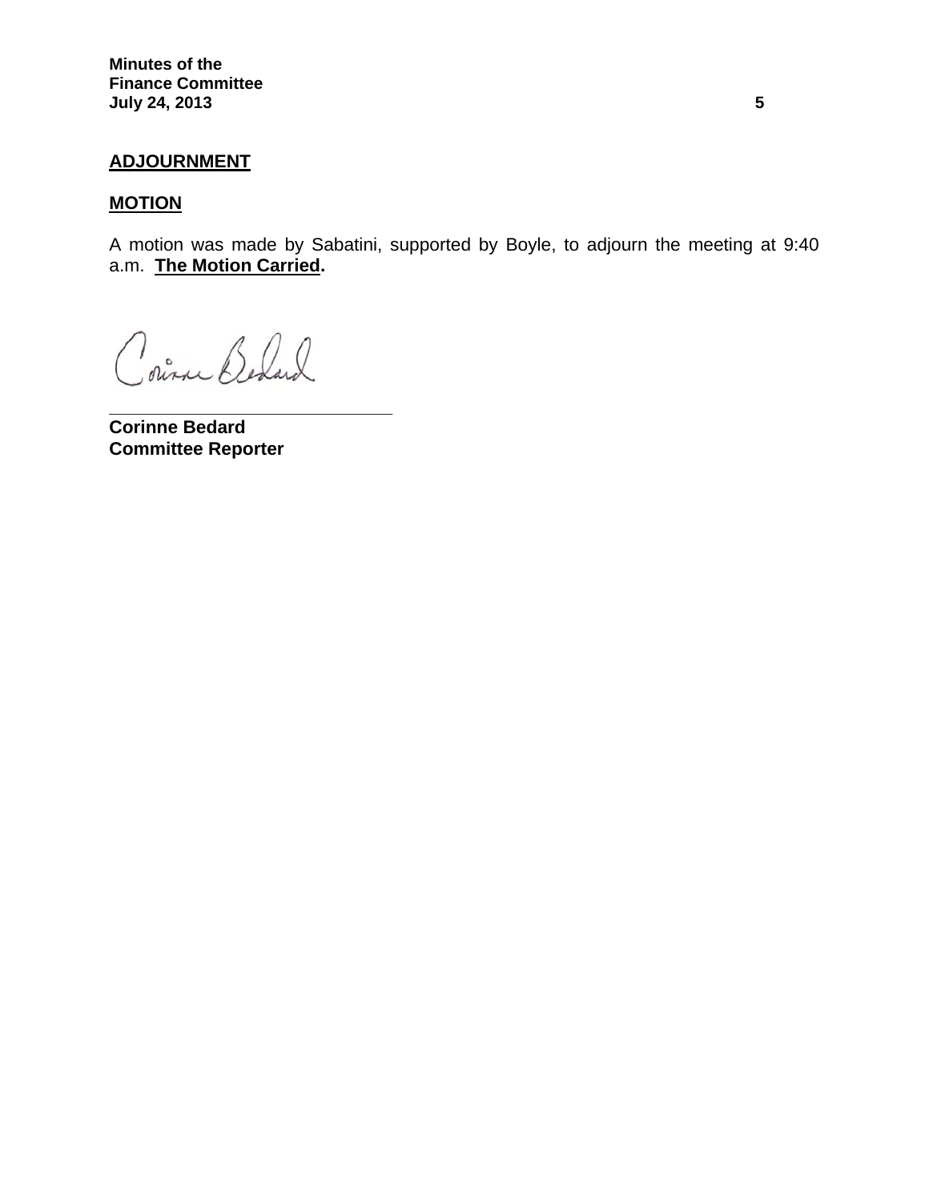## ADJOURNMENT

## MOTION

A motion was made by Sabatini, supported by Boyle, to adjourn the meeting at 9:40 a.m. **The Motion Carried.**

\_\_\_\_\_\_\_\_\_\_\_\_\_\_\_\_\_\_\_\_\_\_\_\_\_\_\_\_\_\_
**Corinne Bedard**
**Committee Reporter**